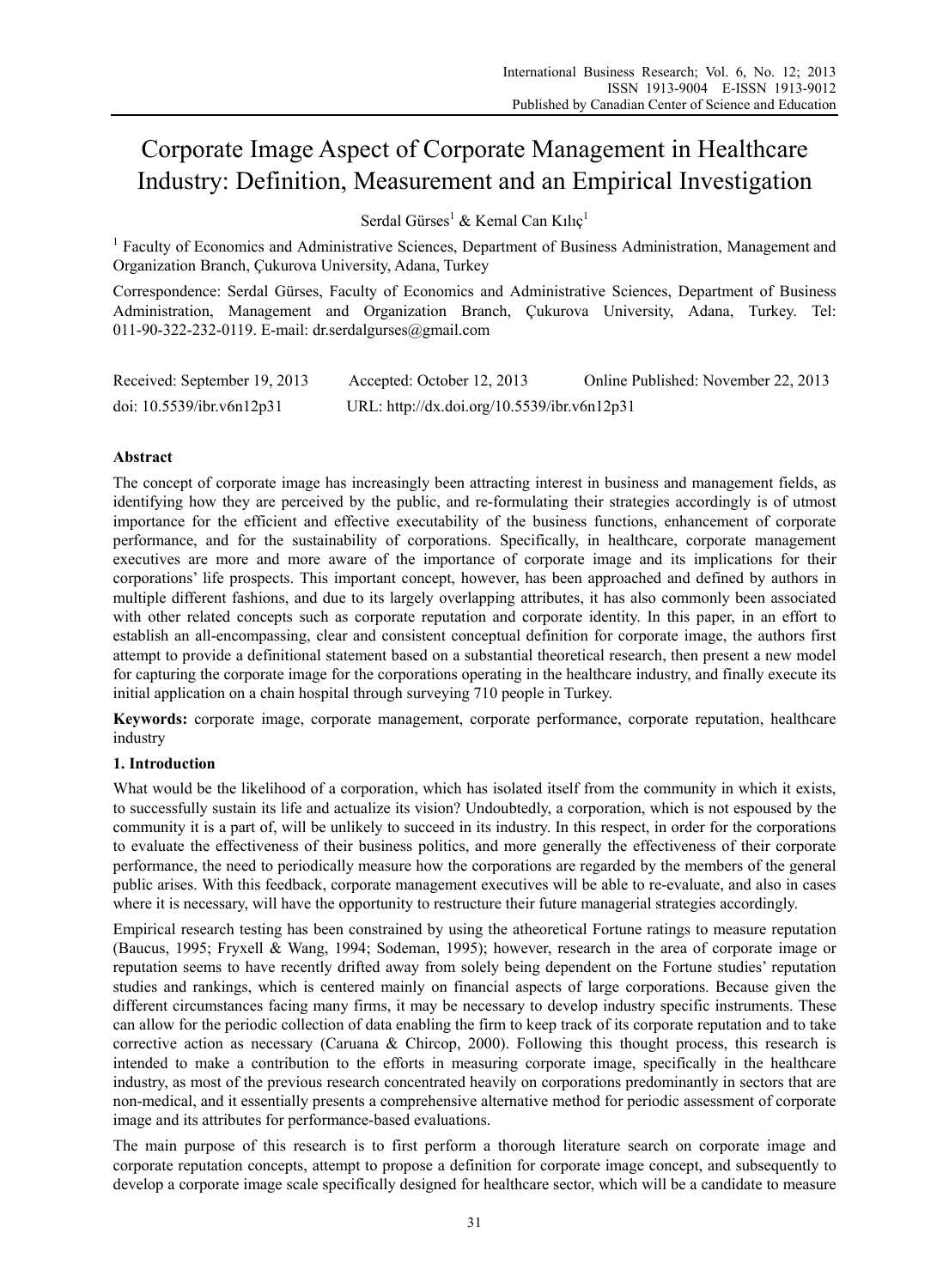# Corporate Image Aspect of Corporate Management in Healthcare Industry: Definition, Measurement and an Empirical Investigation

Serdal Gürses[1] & Kemal Can Kılıç[1]

[1] Faculty of Economics and Administrative Sciences, Department of Business Administration, Management and Organization Branch, Çukurova University, Adana, Turkey

Correspondence: Serdal Gürses, Faculty of Economics and Administrative Sciences, Department of Business Administration, Management and Organization Branch, Çukurova University, Adana, Turkey. Tel: 011-90-322-232-0119. E-mail: dr.serdalgurses@gmail.com

Received: September 19, 2013 Accepted: October 12, 2013 Online Published: November 22, 2013

doi: 10.5539/ibr.v6n12p31 URL: http://dx.doi.org/10.5539/ibr.v6n12p31

## Abstract

The concept of corporate image has increasingly been attracting interest in business and management fields, as identifying how they are perceived by the public, and re-formulating their strategies accordingly is of utmost importance for the efficient and effective executability of the business functions, enhancement of corporate performance, and for the sustainability of corporations. Specifically, in healthcare, corporate management executives are more and more aware of the importance of corporate image and its implications for their corporations' life prospects. This important concept, however, has been approached and defined by authors in multiple different fashions, and due to its largely overlapping attributes, it has also commonly been associated with other related concepts such as corporate reputation and corporate identity. In this paper, in an effort to establish an all-encompassing, clear and consistent conceptual definition for corporate image, the authors first attempt to provide a definitional statement based on a substantial theoretical research, then present a new model for capturing the corporate image for the corporations operating in the healthcare industry, and finally execute its initial application on a chain hospital through surveying 710 people in Turkey.

**Keywords:** corporate image, corporate management, corporate performance, corporate reputation, healthcare industry

## 1. Introduction

What would be the likelihood of a corporation, which has isolated itself from the community in which it exists, to successfully sustain its life and actualize its vision? Undoubtedly, a corporation, which is not espoused by the community it is a part of, will be unlikely to succeed in its industry. In this respect, in order for the corporations to evaluate the effectiveness of their business politics, and more generally the effectiveness of their corporate performance, the need to periodically measure how the corporations are regarded by the members of the general public arises. With this feedback, corporate management executives will be able to re-evaluate, and also in cases where it is necessary, will have the opportunity to restructure their future managerial strategies accordingly.

Empirical research testing has been constrained by using the atheoretical Fortune ratings to measure reputation (Baucus, 1995; Fryxell & Wang, 1994; Sodeman, 1995); however, research in the area of corporate image or reputation seems to have recently drifted away from solely being dependent on the Fortune studies' reputation studies and rankings, which is centered mainly on financial aspects of large corporations. Because given the different circumstances facing many firms, it may be necessary to develop industry specific instruments. These can allow for the periodic collection of data enabling the firm to keep track of its corporate reputation and to take corrective action as necessary (Caruana & Chircop, 2000). Following this thought process, this research is intended to make a contribution to the efforts in measuring corporate image, specifically in the healthcare industry, as most of the previous research concentrated heavily on corporations predominantly in sectors that are non-medical, and it essentially presents a comprehensive alternative method for periodic assessment of corporate image and its attributes for performance-based evaluations.

The main purpose of this research is to first perform a thorough literature search on corporate image and corporate reputation concepts, attempt to propose a definition for corporate image concept, and subsequently to develop a corporate image scale specifically designed for healthcare sector, which will be a candidate to measure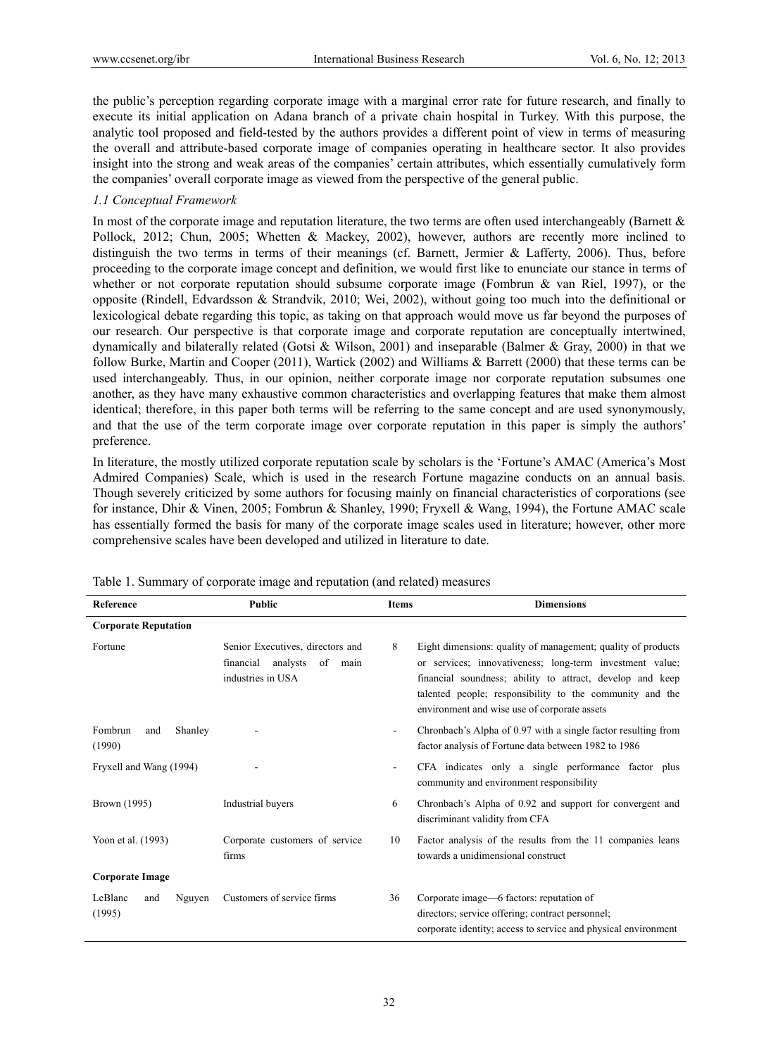the public's perception regarding corporate image with a marginal error rate for future research, and finally to execute its initial application on Adana branch of a private chain hospital in Turkey. With this purpose, the analytic tool proposed and field-tested by the authors provides a different point of view in terms of measuring the overall and attribute-based corporate image of companies operating in healthcare sector. It also provides insight into the strong and weak areas of the companies' certain attributes, which essentially cumulatively form the companies' overall corporate image as viewed from the perspective of the general public.

### *1.1 Conceptual Framework*

In most of the corporate image and reputation literature, the two terms are often used interchangeably (Barnett & Pollock, 2012; Chun, 2005; Whetten & Mackey, 2002), however, authors are recently more inclined to distinguish the two terms in terms of their meanings (cf. Barnett, Jermier & Lafferty, 2006). Thus, before proceeding to the corporate image concept and definition, we would first like to enunciate our stance in terms of whether or not corporate reputation should subsume corporate image (Fombrun & van Riel, 1997), or the opposite (Rindell, Edvardsson & Strandvik, 2010; Wei, 2002), without going too much into the definitional or lexicological debate regarding this topic, as taking on that approach would move us far beyond the purposes of our research. Our perspective is that corporate image and corporate reputation are conceptually intertwined, dynamically and bilaterally related (Gotsi & Wilson, 2001) and inseparable (Balmer & Gray, 2000) in that we follow Burke, Martin and Cooper (2011), Wartick (2002) and Williams & Barrett (2000) that these terms can be used interchangeably. Thus, in our opinion, neither corporate image nor corporate reputation subsumes one another, as they have many exhaustive common characteristics and overlapping features that make them almost identical; therefore, in this paper both terms will be referring to the same concept and are used synonymously, and that the use of the term corporate image over corporate reputation in this paper is simply the authors' preference.

In literature, the mostly utilized corporate reputation scale by scholars is the 'Fortune's AMAC (America's Most Admired Companies) Scale, which is used in the research Fortune magazine conducts on an annual basis. Though severely criticized by some authors for focusing mainly on financial characteristics of corporations (see for instance, Dhir & Vinen, 2005; Fombrun & Shanley, 1990; Fryxell & Wang, 1994), the Fortune AMAC scale has essentially formed the basis for many of the corporate image scales used in literature; however, other more comprehensive scales have been developed and utilized in literature to date.

Table 1. Summary of corporate image and reputation (and related) measures

| Reference | Public | Items | Dimensions |
|---|---|---|---|
| **Corporate Reputation** | | | |
| Fortune | Senior Executives, directors and financial analysts of main industries in USA | 8 | Eight dimensions: quality of management; quality of products or services; innovativeness; long-term investment value; financial soundness; ability to attract, develop and keep talented people; responsibility to the community and the environment and wise use of corporate assets |
| Fombrun and Shanley (1990) | - | - | Chronbach's Alpha of 0.97 with a single factor resulting from factor analysis of Fortune data between 1982 to 1986 |
| Fryxell and Wang (1994) | - | - | CFA indicates only a single performance factor plus community and environment responsibility |
| Brown (1995) | Industrial buyers | 6 | Chronbach's Alpha of 0.92 and support for convergent and discriminant validity from CFA |
| Yoon et al. (1993) | Corporate customers of service firms | 10 | Factor analysis of the results from the 11 companies leans towards a unidimensional construct |
| **Corporate Image** | | | |
| LeBlanc and Nguyen (1995) | Customers of service firms | 36 | Corporate image—6 factors: reputation of directors; service offering; contract personnel; corporate identity; access to service and physical environment |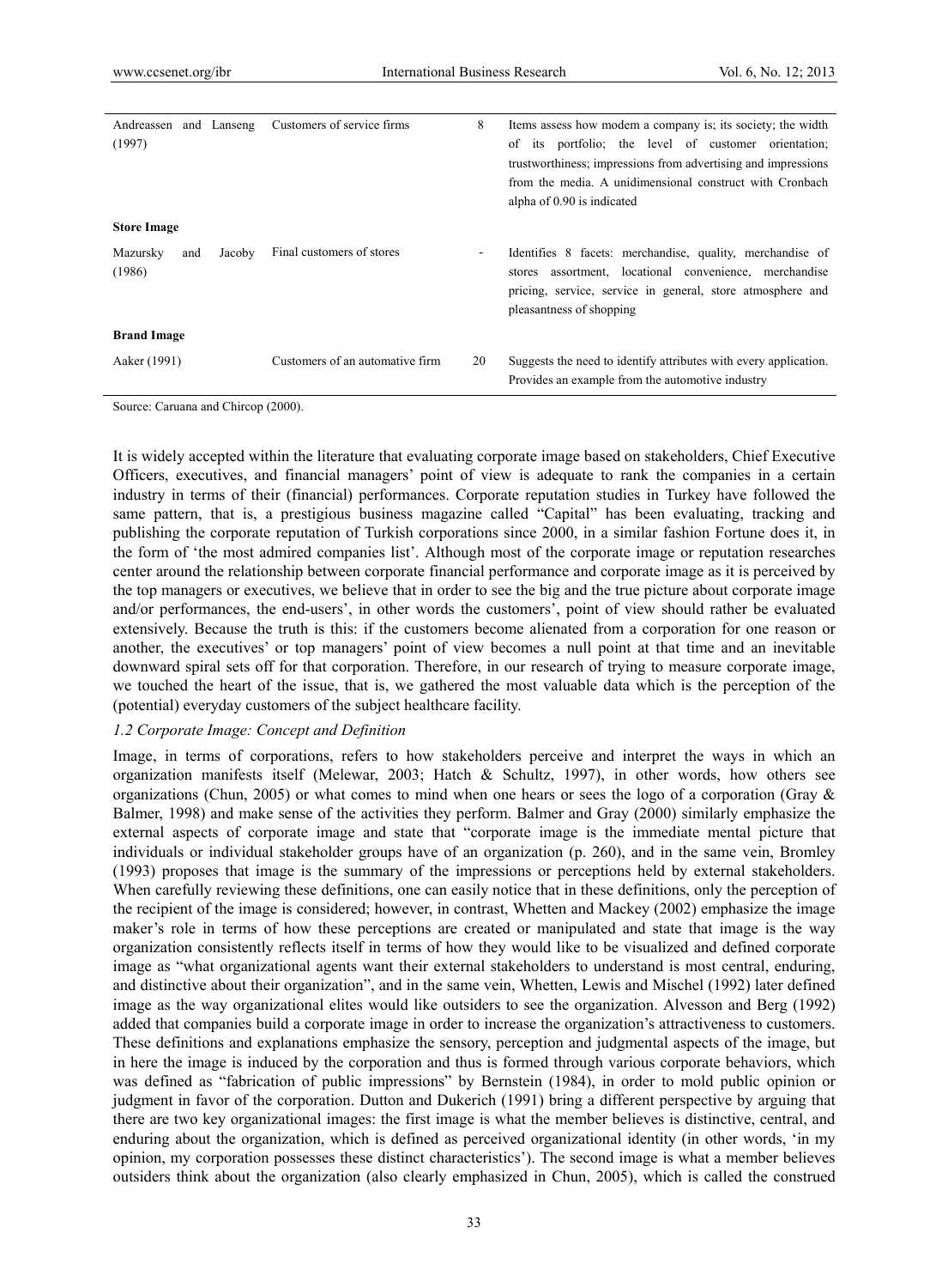| | | | |
|---|---|---|---|
| Andreassen and Lanseng (1997) | Customers of service firms | 8 | Items assess how modem a company is; its society; the width of its portfolio; the level of customer orientation; trustworthiness; impressions from advertising and impressions from the media. A unidimensional construct with Cronbach alpha of 0.90 is indicated |
| **Store Image** | | | |
| Mazursky and Jacoby (1986) | Final customers of stores | - | Identifies 8 facets: merchandise, quality, merchandise of stores assortment, locational convenience, merchandise pricing, service, service in general, store atmosphere and pleasantness of shopping |
| **Brand Image** | | | |
| Aaker (1991) | Customers of an automative firm | 20 | Suggests the need to identify attributes with every application. Provides an example from the automotive industry |

Source: Caruana and Chircop (2000).

It is widely accepted within the literature that evaluating corporate image based on stakeholders, Chief Executive Officers, executives, and financial managers' point of view is adequate to rank the companies in a certain industry in terms of their (financial) performances. Corporate reputation studies in Turkey have followed the same pattern, that is, a prestigious business magazine called "Capital" has been evaluating, tracking and publishing the corporate reputation of Turkish corporations since 2000, in a similar fashion Fortune does it, in the form of 'the most admired companies list'. Although most of the corporate image or reputation researches center around the relationship between corporate financial performance and corporate image as it is perceived by the top managers or executives, we believe that in order to see the big and the true picture about corporate image and/or performances, the end-users', in other words the customers', point of view should rather be evaluated extensively. Because the truth is this: if the customers become alienated from a corporation for one reason or another, the executives' or top managers' point of view becomes a null point at that time and an inevitable downward spiral sets off for that corporation. Therefore, in our research of trying to measure corporate image, we touched the heart of the issue, that is, we gathered the most valuable data which is the perception of the (potential) everyday customers of the subject healthcare facility.

### *1.2 Corporate Image: Concept and Definition*

Image, in terms of corporations, refers to how stakeholders perceive and interpret the ways in which an organization manifests itself (Melewar, 2003; Hatch & Schultz, 1997), in other words, how others see organizations (Chun, 2005) or what comes to mind when one hears or sees the logo of a corporation (Gray & Balmer, 1998) and make sense of the activities they perform. Balmer and Gray (2000) similarly emphasize the external aspects of corporate image and state that "corporate image is the immediate mental picture that individuals or individual stakeholder groups have of an organization (p. 260), and in the same vein, Bromley (1993) proposes that image is the summary of the impressions or perceptions held by external stakeholders. When carefully reviewing these definitions, one can easily notice that in these definitions, only the perception of the recipient of the image is considered; however, in contrast, Whetten and Mackey (2002) emphasize the image maker's role in terms of how these perceptions are created or manipulated and state that image is the way organization consistently reflects itself in terms of how they would like to be visualized and defined corporate image as "what organizational agents want their external stakeholders to understand is most central, enduring, and distinctive about their organization", and in the same vein, Whetten, Lewis and Mischel (1992) later defined image as the way organizational elites would like outsiders to see the organization. Alvesson and Berg (1992) added that companies build a corporate image in order to increase the organization's attractiveness to customers. These definitions and explanations emphasize the sensory, perception and judgmental aspects of the image, but in here the image is induced by the corporation and thus is formed through various corporate behaviors, which was defined as "fabrication of public impressions" by Bernstein (1984), in order to mold public opinion or judgment in favor of the corporation. Dutton and Dukerich (1991) bring a different perspective by arguing that there are two key organizational images: the first image is what the member believes is distinctive, central, and enduring about the organization, which is defined as perceived organizational identity (in other words, 'in my opinion, my corporation possesses these distinct characteristics'). The second image is what a member believes outsiders think about the organization (also clearly emphasized in Chun, 2005), which is called the construed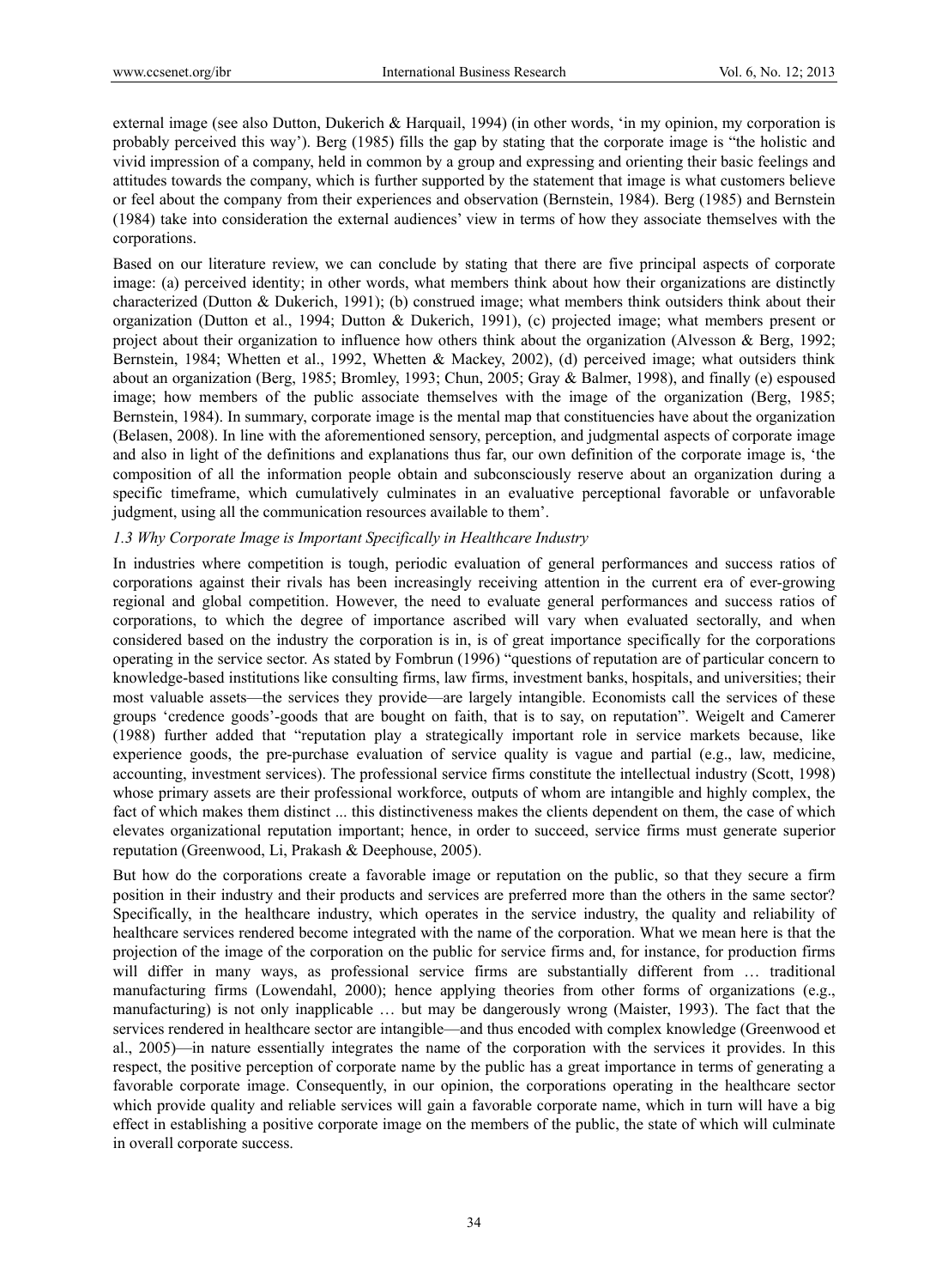external image (see also Dutton, Dukerich & Harquail, 1994) (in other words, 'in my opinion, my corporation is probably perceived this way'). Berg (1985) fills the gap by stating that the corporate image is "the holistic and vivid impression of a company, held in common by a group and expressing and orienting their basic feelings and attitudes towards the company, which is further supported by the statement that image is what customers believe or feel about the company from their experiences and observation (Bernstein, 1984). Berg (1985) and Bernstein (1984) take into consideration the external audiences' view in terms of how they associate themselves with the corporations.

Based on our literature review, we can conclude by stating that there are five principal aspects of corporate image: (a) perceived identity; in other words, what members think about how their organizations are distinctly characterized (Dutton & Dukerich, 1991); (b) construed image; what members think outsiders think about their organization (Dutton et al., 1994; Dutton & Dukerich, 1991), (c) projected image; what members present or project about their organization to influence how others think about the organization (Alvesson & Berg, 1992; Bernstein, 1984; Whetten et al., 1992, Whetten & Mackey, 2002), (d) perceived image; what outsiders think about an organization (Berg, 1985; Bromley, 1993; Chun, 2005; Gray & Balmer, 1998), and finally (e) espoused image; how members of the public associate themselves with the image of the organization (Berg, 1985; Belasen, 1984). In summary, corporate image is the mental map that constituencies have about the organization (Belasen, 2008). In line with the aforementioned sensory, perception, and judgmental aspects of corporate image and also in light of the definitions and explanations thus far, our own definition of the corporate image is, 'the composition of all the information people obtain and subconsciously reserve about an organization during a specific timeframe, which cumulatively culminates in an evaluative perceptional favorable or unfavorable judgment, using all the communication resources available to them'.

### *1.3 Why Corporate Image is Important Specifically in Healthcare Industry*

In industries where competition is tough, periodic evaluation of general performances and success ratios of corporations against their rivals has been increasingly receiving attention in the current era of ever-growing regional and global competition. However, the need to evaluate general performances and success ratios of corporations, to which the degree of importance ascribed will vary when evaluated sectorally, and when considered based on the industry the corporation is in, is of great importance specifically for the corporations operating in the service sector. As stated by Fombrun (1996) "questions of reputation are of particular concern to knowledge-based institutions like consulting firms, law firms, investment banks, hospitals, and universities; their most valuable assets—the services they provide—are largely intangible. Economists call the services of these groups 'credence goods'-goods that are bought on faith, that is to say, on reputation". Weigelt and Camerer (1988) further added that "reputation play a strategically important role in service markets because, like experience goods, the pre-purchase evaluation of service quality is vague and partial (e.g., law, medicine, accounting, investment services). The professional service firms constitute the intellectual industry (Scott, 1998) whose primary assets are their professional workforce, outputs of whom are intangible and highly complex, the fact of which makes them distinct ... this distinctiveness makes the clients dependent on them, the case of which elevates organizational reputation important; hence, in order to succeed, service firms must generate superior reputation (Greenwood, Li, Prakash & Deephouse, 2005).

But how do the corporations create a favorable image or reputation on the public, so that they secure a firm position in their industry and their products and services are preferred more than the others in the same sector? Specifically, in the healthcare industry, which operates in the service industry, the quality and reliability of healthcare services rendered become integrated with the name of the corporation. What we mean here is that the projection of the image of the corporation on the public for service firms and, for instance, for production firms will differ in many ways, as professional service firms are substantially different from … traditional manufacturing firms (Lowendahl, 2000); hence applying theories from other forms of organizations (e.g., manufacturing) is not only inapplicable … but may be dangerously wrong (Maister, 1993). The fact that the services rendered in healthcare sector are intangible—and thus encoded with complex knowledge (Greenwood et al., 2005)—in nature essentially integrates the name of the corporation with the services it provides. In this respect, the positive perception of corporate name by the public has a great importance in terms of generating a favorable corporate image. Consequently, in our opinion, the corporations operating in the healthcare sector which provide quality and reliable services will gain a favorable corporate name, which in turn will have a big effect in establishing a positive corporate image on the members of the public, the state of which will culminate in overall corporate success.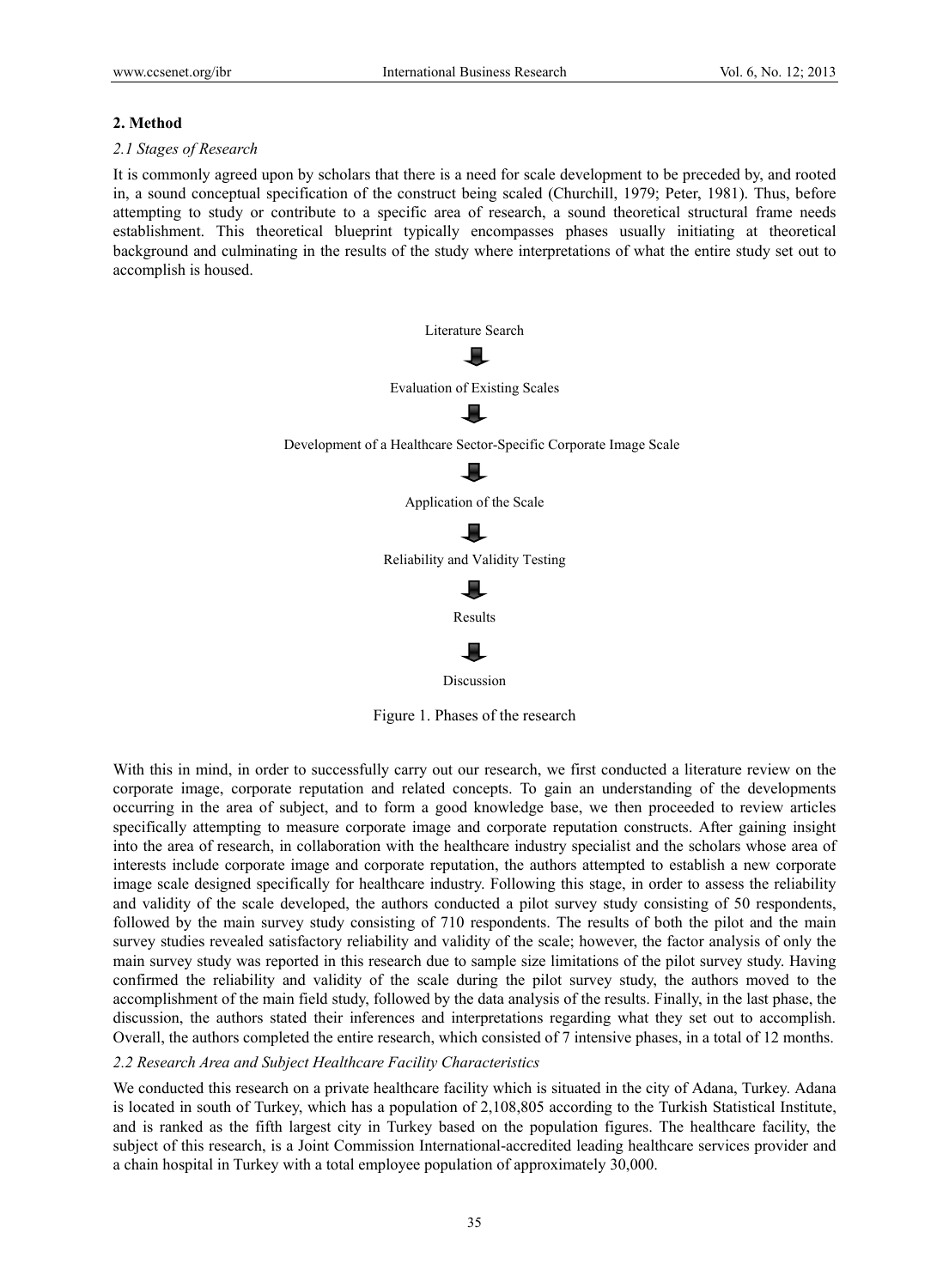## 2. Method

### *2.1 Stages of Research*

It is commonly agreed upon by scholars that there is a need for scale development to be preceded by, and rooted in, a sound conceptual specification of the construct being scaled (Churchill, 1979; Peter, 1981). Thus, before attempting to study or contribute to a specific area of research, a sound theoretical structural frame needs establishment. This theoretical blueprint typically encompasses phases usually initiating at theoretical background and culminating in the results of the study where interpretations of what the entire study set out to accomplish is housed.

Literature Search

Evaluation of Existing Scales

Development of a Healthcare Sector-Specific Corporate Image Scale

Application of the Scale

Reliability and Validity Testing

Results

Discussion

Figure 1. Phases of the research

With this in mind, in order to successfully carry out our research, we first conducted a literature review on the corporate image, corporate reputation and related concepts. To gain an understanding of the developments occurring in the area of subject, and to form a good knowledge base, we then proceeded to review articles specifically attempting to measure corporate image and corporate reputation constructs. After gaining insight into the area of research, in collaboration with the healthcare industry specialist and the scholars whose area of interests include corporate image and corporate reputation, the authors attempted to establish a new corporate image scale designed specifically for healthcare industry. Following this stage, in order to assess the reliability and validity of the scale developed, the authors conducted a pilot survey study consisting of 50 respondents, followed by the main survey study consisting of 710 respondents. The results of both the pilot and the main survey studies revealed satisfactory reliability and validity of the scale; however, the factor analysis of only the main survey study was reported in this research due to sample size limitations of the pilot survey study. Having confirmed the reliability and validity of the scale during the pilot survey study, the authors moved to the accomplishment of the main field study, followed by the data analysis of the results. Finally, in the last phase, the discussion, the authors stated their inferences and interpretations regarding what they set out to accomplish. Overall, the authors completed the entire research, which consisted of 7 intensive phases, in a total of 12 months.

### *2.2 Research Area and Subject Healthcare Facility Characteristics*

We conducted this research on a private healthcare facility which is situated in the city of Adana, Turkey. Adana is located in south of Turkey, which has a population of 2,108,805 according to the Turkish Statistical Institute, and is ranked as the fifth largest city in Turkey based on the population figures. The healthcare facility, the subject of this research, is a Joint Commission International-accredited leading healthcare services provider and a chain hospital in Turkey with a total employee population of approximately 30,000.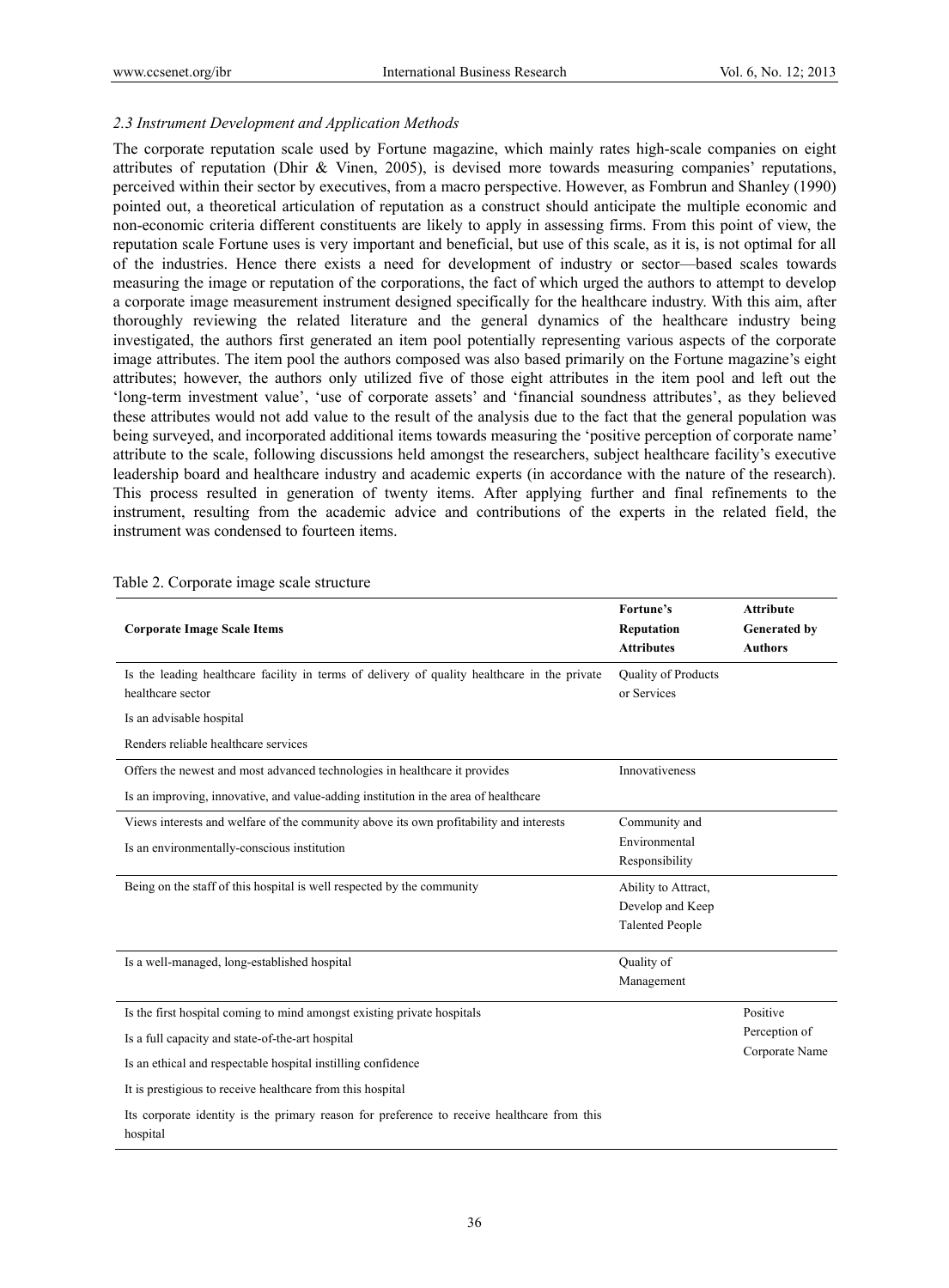### *2.3 Instrument Development and Application Methods*

The corporate reputation scale used by Fortune magazine, which mainly rates high-scale companies on eight attributes of reputation (Dhir & Vinen, 2005), is devised more towards measuring companies' reputations, perceived within their sector by executives, from a macro perspective. However, as Fombrun and Shanley (1990) pointed out, a theoretical articulation of reputation as a construct should anticipate the multiple economic and non-economic criteria different constituents are likely to apply in assessing firms. From this point of view, the reputation scale Fortune uses is very important and beneficial, but use of this scale, as it is, is not optimal for all of the industries. Hence there exists a need for development of industry or sector—based scales towards measuring the image or reputation of the corporations, the fact of which urged the authors to attempt to develop a corporate image measurement instrument designed specifically for the healthcare industry. With this aim, after thoroughly reviewing the related literature and the general dynamics of the healthcare industry being investigated, the authors first generated an item pool potentially representing various aspects of the corporate image attributes. The item pool the authors composed was also based primarily on the Fortune magazine's eight attributes; however, the authors only utilized five of those eight attributes in the item pool and left out the 'long-term investment value', 'use of corporate assets' and 'financial soundness attributes', as they believed these attributes would not add value to the result of the analysis due to the fact that the general population was being surveyed, and incorporated additional items towards measuring the 'positive perception of corporate name' attribute to the scale, following discussions held amongst the researchers, subject healthcare facility's executive leadership board and healthcare industry and academic experts (in accordance with the nature of the research). This process resulted in generation of twenty items. After applying further and final refinements to the instrument, resulting from the academic advice and contributions of the experts in the related field, the instrument was condensed to fourteen items.

Table 2. Corporate image scale structure

| **Corporate Image Scale Items** | **Fortune's Reputation Attributes** | **Attribute Generated by Authors** |
|---|---|---|
| Is the leading healthcare facility in terms of delivery of quality healthcare in the private healthcare sector | Quality of Products or Services | |
| Is an advisable hospital | | |
| Renders reliable healthcare services | | |
| Offers the newest and most advanced technologies in healthcare it provides | Innovativeness | |
| Is an improving, innovative, and value-adding institution in the area of healthcare | | |
| Views interests and welfare of the community above its own profitability and interests | Community and Environmental Responsibility | |
| Is an environmentally-conscious institution | | |
| Being on the staff of this hospital is well respected by the community | Ability to Attract, Develop and Keep Talented People | |
| Is a well-managed, long-established hospital | Quality of Management | |
| Is the first hospital coming to mind amongst existing private hospitals | | Positive Perception of Corporate Name |
| Is a full capacity and state-of-the-art hospital | | |
| Is an ethical and respectable hospital instilling confidence | | |
| It is prestigious to receive healthcare from this hospital | | |
| Its corporate identity is the primary reason for preference to receive healthcare from this hospital | | |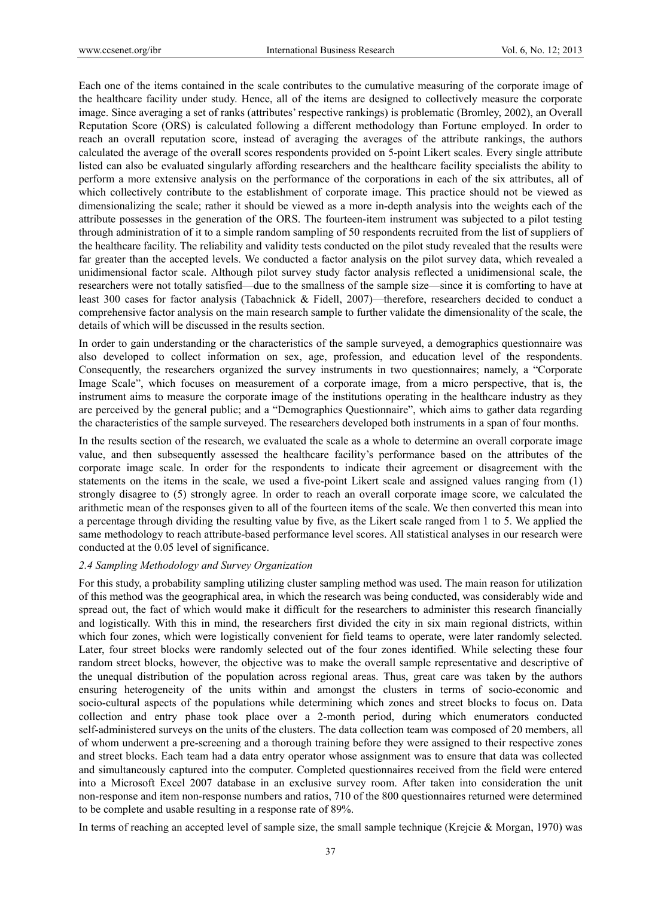Each one of the items contained in the scale contributes to the cumulative measuring of the corporate image of the healthcare facility under study. Hence, all of the items are designed to collectively measure the corporate image. Since averaging a set of ranks (attributes' respective rankings) is problematic (Bromley, 2002), an Overall Reputation Score (ORS) is calculated following a different methodology than Fortune employed. In order to reach an overall reputation score, instead of averaging the averages of the attribute rankings, the authors calculated the average of the overall scores respondents provided on 5-point Likert scales. Every single attribute listed can also be evaluated singularly affording researchers and the healthcare facility specialists the ability to perform a more extensive analysis on the performance of the corporations in each of the six attributes, all of which collectively contribute to the establishment of corporate image. This practice should not be viewed as dimensionalizing the scale; rather it should be viewed as a more in-depth analysis into the weights each of the attribute possesses in the generation of the ORS. The fourteen-item instrument was subjected to a pilot testing through administration of it to a simple random sampling of 50 respondents recruited from the list of suppliers of the healthcare facility. The reliability and validity tests conducted on the pilot study revealed that the results were far greater than the accepted levels. We conducted a factor analysis on the pilot survey data, which revealed a unidimensional factor scale. Although pilot survey study factor analysis reflected a unidimensional scale, the researchers were not totally satisfied—due to the smallness of the sample size—since it is comforting to have at least 300 cases for factor analysis (Tabachnick & Fidell, 2007)—therefore, researchers decided to conduct a comprehensive factor analysis on the main research sample to further validate the dimensionality of the scale, the details of which will be discussed in the results section.

In order to gain understanding or the characteristics of the sample surveyed, a demographics questionnaire was also developed to collect information on sex, age, profession, and education level of the respondents. Consequently, the researchers organized the survey instruments in two questionnaires; namely, a "Corporate Image Scale", which focuses on measurement of a corporate image, from a micro perspective, that is, the instrument aims to measure the corporate image of the institutions operating in the healthcare industry as they are perceived by the general public; and a "Demographics Questionnaire", which aims to gather data regarding the characteristics of the sample surveyed. The researchers developed both instruments in a span of four months.

In the results section of the research, we evaluated the scale as a whole to determine an overall corporate image value, and then subsequently assessed the healthcare facility's performance based on the attributes of the corporate image scale. In order for the respondents to indicate their agreement or disagreement with the statements on the items in the scale, we used a five-point Likert scale and assigned values ranging from (1) strongly disagree to (5) strongly agree. In order to reach an overall corporate image score, we calculated the arithmetic mean of the responses given to all of the fourteen items of the scale. We then converted this mean into a percentage through dividing the resulting value by five, as the Likert scale ranged from 1 to 5. We applied the same methodology to reach attribute-based performance level scores. All statistical analyses in our research were conducted at the 0.05 level of significance.

### *2.4 Sampling Methodology and Survey Organization*

For this study, a probability sampling utilizing cluster sampling method was used. The main reason for utilization of this method was the geographical area, in which the research was being conducted, was considerably wide and spread out, the fact of which would make it difficult for the researchers to administer this research financially and logistically. With this in mind, the researchers first divided the city in six main regional districts, within which four zones, which were logistically convenient for field teams to operate, were later randomly selected. Later, four street blocks were randomly selected out of the four zones identified. While selecting these four random street blocks, however, the objective was to make the overall sample representative and descriptive of the unequal distribution of the population across regional areas. Thus, great care was taken by the authors ensuring heterogeneity of the units within and amongst the clusters in terms of socio-economic and socio-cultural aspects of the populations while determining which zones and street blocks to focus on. Data collection and entry phase took place over a 2-month period, during which enumerators conducted self-administered surveys on the units of the clusters. The data collection team was composed of 20 members, all of whom underwent a pre-screening and a thorough training before they were assigned to their respective zones and street blocks. Each team had a data entry operator whose assignment was to ensure that data was collected and simultaneously captured into the computer. Completed questionnaires received from the field were entered into a Microsoft Excel 2007 database in an exclusive survey room. After taken into consideration the unit non-response and item non-response numbers and ratios, 710 of the 800 questionnaires returned were determined to be complete and usable resulting in a response rate of 89%.

In terms of reaching an accepted level of sample size, the small sample technique (Krejcie & Morgan, 1970) was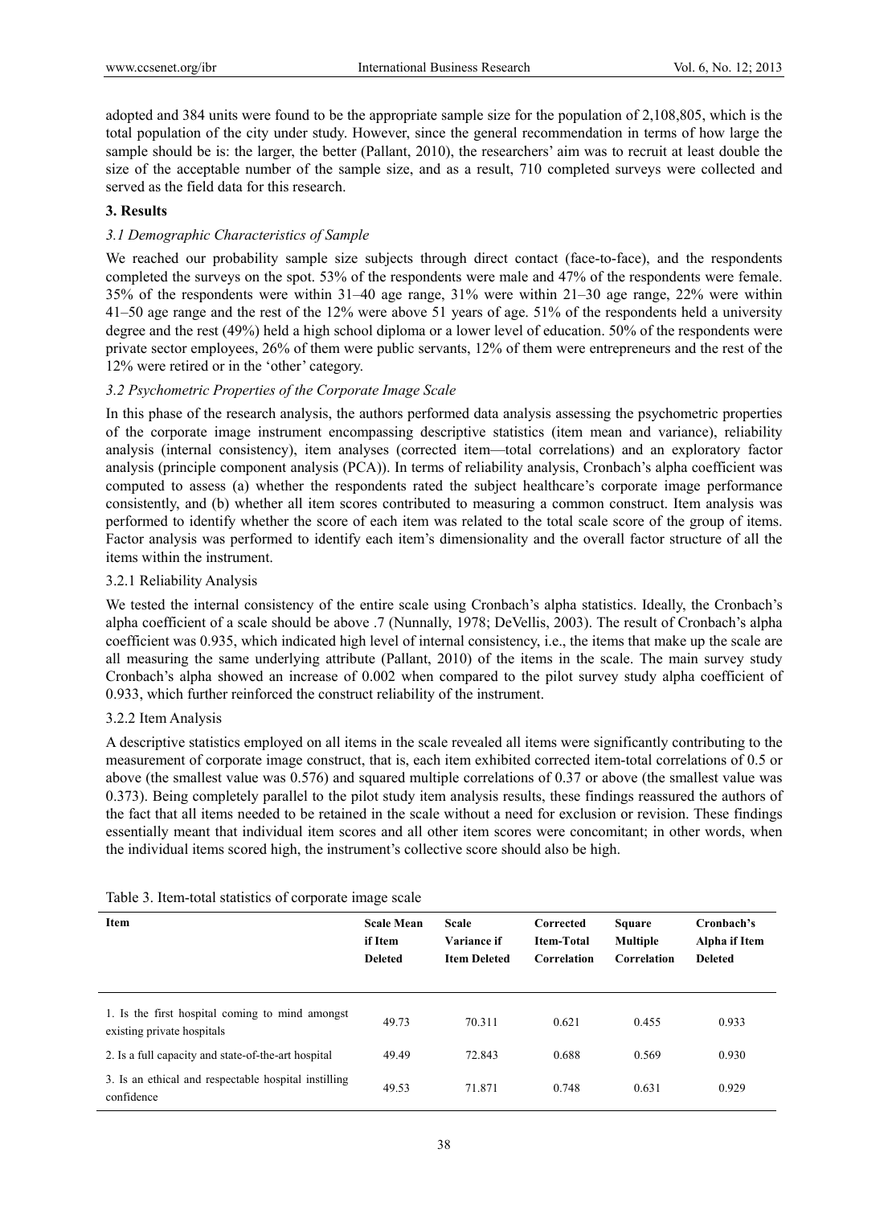adopted and 384 units were found to be the appropriate sample size for the population of 2,108,805, which is the total population of the city under study. However, since the general recommendation in terms of how large the sample should be is: the larger, the better (Pallant, 2010), the researchers' aim was to recruit at least double the size of the acceptable number of the sample size, and as a result, 710 completed surveys were collected and served as the field data for this research.

## 3. Results

### *3.1 Demographic Characteristics of Sample*

We reached our probability sample size subjects through direct contact (face-to-face), and the respondents completed the surveys on the spot. 53% of the respondents were male and 47% of the respondents were female. 35% of the respondents were within 31–40 age range, 31% were within 21–30 age range, 22% were within 41–50 age range and the rest of the 12% were above 51 years of age. 51% of the respondents held a university degree and the rest (49%) held a high school diploma or a lower level of education. 50% of the respondents were private sector employees, 26% of them were public servants, 12% of them were entrepreneurs and the rest of the 12% were retired or in the 'other' category.

### *3.2 Psychometric Properties of the Corporate Image Scale*

In this phase of the research analysis, the authors performed data analysis assessing the psychometric properties of the corporate image instrument encompassing descriptive statistics (item mean and variance), reliability analysis (internal consistency), item analyses (corrected item—total correlations) and an exploratory factor analysis (principle component analysis (PCA)). In terms of reliability analysis, Cronbach's alpha coefficient was computed to assess (a) whether the respondents rated the subject healthcare's corporate image performance consistently, and (b) whether all item scores contributed to measuring a common construct. Item analysis was performed to identify whether the score of each item was related to the total scale score of the group of items. Factor analysis was performed to identify each item's dimensionality and the overall factor structure of all the items within the instrument.

#### 3.2.1 Reliability Analysis

We tested the internal consistency of the entire scale using Cronbach's alpha statistics. Ideally, the Cronbach's alpha coefficient of a scale should be above .7 (Nunnally, 1978; DeVellis, 2003). The result of Cronbach's alpha coefficient was 0.935, which indicated high level of internal consistency, i.e., the items that make up the scale are all measuring the same underlying attribute (Pallant, 2010) of the items in the scale. The main survey study Cronbach's alpha showed an increase of 0.002 when compared to the pilot survey study alpha coefficient of 0.933, which further reinforced the construct reliability of the instrument.

#### 3.2.2 Item Analysis

A descriptive statistics employed on all items in the scale revealed all items were significantly contributing to the measurement of corporate image construct, that is, each item exhibited corrected item-total correlations of 0.5 or above (the smallest value was 0.576) and squared multiple correlations of 0.37 or above (the smallest value was 0.373). Being completely parallel to the pilot study item analysis results, these findings reassured the authors of the fact that all items needed to be retained in the scale without a need for exclusion or revision. These findings essentially meant that individual item scores and all other item scores were concomitant; in other words, when the individual items scored high, the instrument's collective score should also be high.

Table 3. Item-total statistics of corporate image scale

| Item | Scale Mean if Item Deleted | Scale Variance if Item Deleted | Corrected Item-Total Correlation | Square Multiple Correlation | Cronbach's Alpha if Item Deleted |
|---|---|---|---|---|---|
| 1. Is the first hospital coming to mind amongst existing private hospitals | 49.73 | 70.311 | 0.621 | 0.455 | 0.933 |
| 2. Is a full capacity and state-of-the-art hospital | 49.49 | 72.843 | 0.688 | 0.569 | 0.930 |
| 3. Is an ethical and respectable hospital instilling confidence | 49.53 | 71.871 | 0.748 | 0.631 | 0.929 |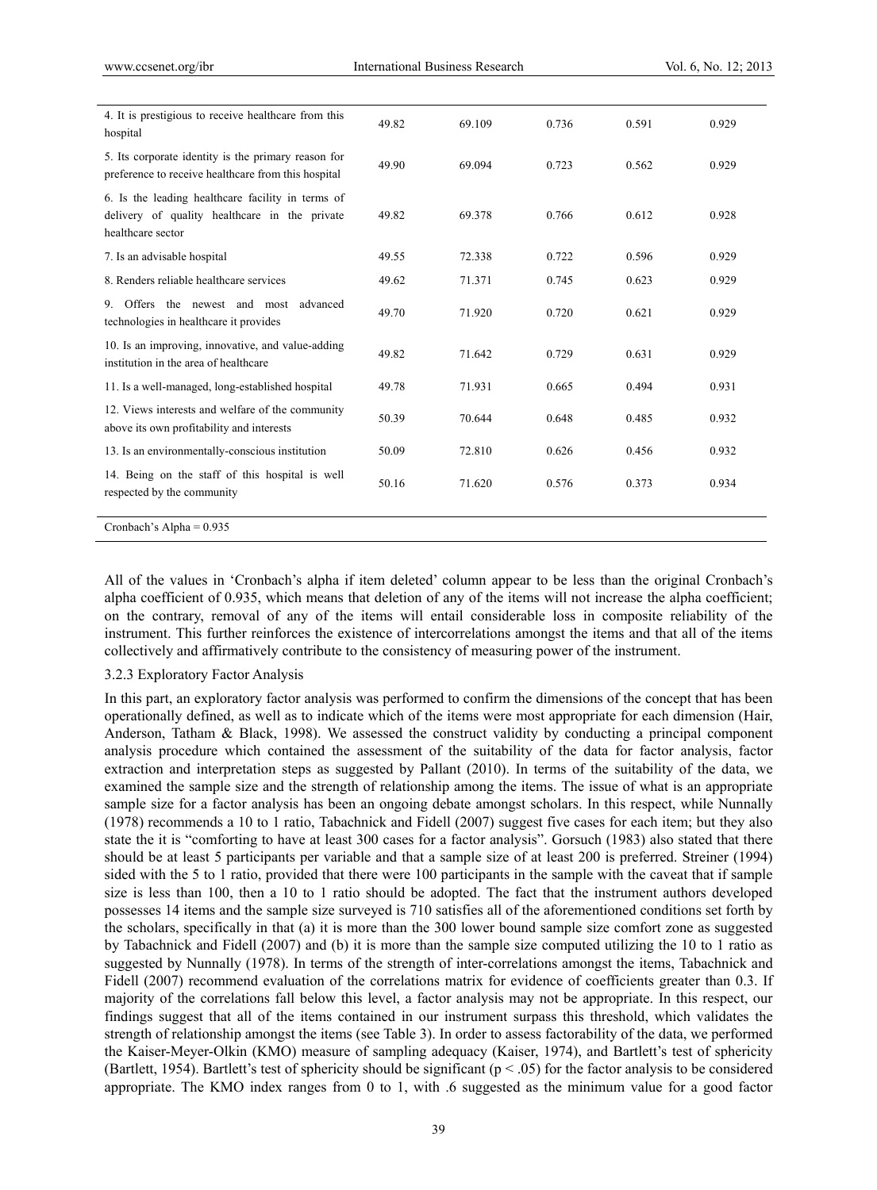| | | | | | |
|---|---|---|---|---|---|
| 4. It is prestigious to receive healthcare from this hospital | 49.82 | 69.109 | 0.736 | 0.591 | 0.929 |
| 5. Its corporate identity is the primary reason for preference to receive healthcare from this hospital | 49.90 | 69.094 | 0.723 | 0.562 | 0.929 |
| 6. Is the leading healthcare facility in terms of delivery of quality healthcare in the private healthcare sector | 49.82 | 69.378 | 0.766 | 0.612 | 0.928 |
| 7. Is an advisable hospital | 49.55 | 72.338 | 0.722 | 0.596 | 0.929 |
| 8. Renders reliable healthcare services | 49.62 | 71.371 | 0.745 | 0.623 | 0.929 |
| 9. Offers the newest and most advanced technologies in healthcare it provides | 49.70 | 71.920 | 0.720 | 0.621 | 0.929 |
| 10. Is an improving, innovative, and value-adding institution in the area of healthcare | 49.82 | 71.642 | 0.729 | 0.631 | 0.929 |
| 11. Is a well-managed, long-established hospital | 49.78 | 71.931 | 0.665 | 0.494 | 0.931 |
| 12. Views interests and welfare of the community above its own profitability and interests | 50.39 | 70.644 | 0.648 | 0.485 | 0.932 |
| 13. Is an environmentally-conscious institution | 50.09 | 72.810 | 0.626 | 0.456 | 0.932 |
| 14. Being on the staff of this hospital is well respected by the community | 50.16 | 71.620 | 0.576 | 0.373 | 0.934 |
| Cronbach's Alpha = 0.935 | | | | | |

All of the values in 'Cronbach's alpha if item deleted' column appear to be less than the original Cronbach's alpha coefficient of 0.935, which means that deletion of any of the items will not increase the alpha coefficient; on the contrary, removal of any of the items will entail considerable loss in composite reliability of the instrument. This further reinforces the existence of intercorrelations amongst the items and that all of the items collectively and affirmatively contribute to the consistency of measuring power of the instrument.

#### 3.2.3 Exploratory Factor Analysis

In this part, an exploratory factor analysis was performed to confirm the dimensions of the concept that has been operationally defined, as well as to indicate which of the items were most appropriate for each dimension (Hair, Anderson, Tatham & Black, 1998). We assessed the construct validity by conducting a principal component analysis procedure which contained the assessment of the suitability of the data for factor analysis, factor extraction and interpretation steps as suggested by Pallant (2010). In terms of the suitability of the data, we examined the sample size and the strength of relationship among the items. The issue of what is an appropriate sample size for a factor analysis has been an ongoing debate amongst scholars. In this respect, while Nunnally (1978) recommends a 10 to 1 ratio, Tabachnick and Fidell (2007) suggest five cases for each item; but they also state the it is "comforting to have at least 300 cases for a factor analysis". Gorsuch (1983) also stated that there should be at least 5 participants per variable and that a sample size of at least 200 is preferred. Streiner (1994) sided with the 5 to 1 ratio, provided that there were 100 participants in the sample with the caveat that if sample size is less than 100, then a 10 to 1 ratio should be adopted. The fact that the instrument authors developed possesses 14 items and the sample size surveyed is 710 satisfies all of the aforementioned conditions set forth by the scholars, specifically in that (a) it is more than the 300 lower bound sample size comfort zone as suggested by Tabachnick and Fidell (2007) and (b) it is more than the sample size computed utilizing the 10 to 1 ratio as suggested by Nunnally (1978). In terms of the strength of inter-correlations amongst the items, Tabachnick and Fidell (2007) recommend evaluation of the correlations matrix for evidence of coefficients greater than 0.3. If majority of the correlations fall below this level, a factor analysis may not be appropriate. In this respect, our findings suggest that all of the items contained in our instrument surpass this threshold, which validates the strength of relationship amongst the items (see Table 3). In order to assess factorability of the data, we performed the Kaiser-Meyer-Olkin (KMO) measure of sampling adequacy (Kaiser, 1974), and Bartlett's test of sphericity (Bartlett, 1954). Bartlett's test of sphericity should be significant ($p < .05$) for the factor analysis to be considered appropriate. The KMO index ranges from 0 to 1, with .6 suggested as the minimum value for a good factor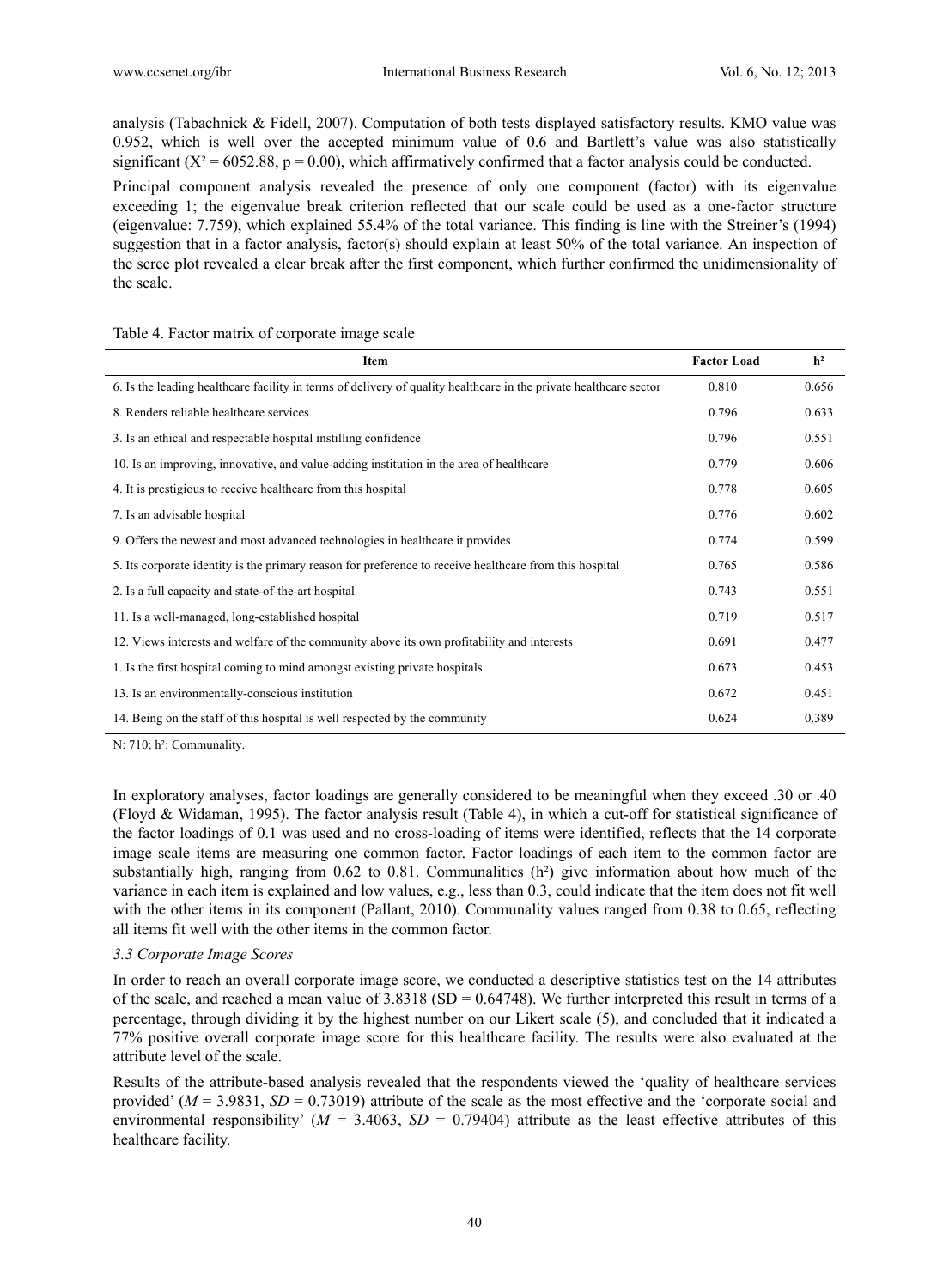analysis (Tabachnick & Fidell, 2007). Computation of both tests displayed satisfactory results. KMO value was 0.952, which is well over the accepted minimum value of 0.6 and Bartlett's value was also statistically significant ($X^2 = 6052.88$, $p = 0.00$), which affirmatively confirmed that a factor analysis could be conducted.

Principal component analysis revealed the presence of only one component (factor) with its eigenvalue exceeding 1; the eigenvalue break criterion reflected that our scale could be used as a one-factor structure (eigenvalue: 7.759), which explained 55.4% of the total variance. This finding is line with the Streiner's (1994) suggestion that in a factor analysis, factor(s) should explain at least 50% of the total variance. An inspection of the scree plot revealed a clear break after the first component, which further confirmed the unidimensionality of the scale.

Table 4. Factor matrix of corporate image scale

| Item | Factor Load | $h^2$ |
|---|---|---|
| 6. Is the leading healthcare facility in terms of delivery of quality healthcare in the private healthcare sector | 0.810 | 0.656 |
| 8. Renders reliable healthcare services | 0.796 | 0.633 |
| 3. Is an ethical and respectable hospital instilling confidence | 0.796 | 0.551 |
| 10. Is an improving, innovative, and value-adding institution in the area of healthcare | 0.779 | 0.606 |
| 4. It is prestigious to receive healthcare from this hospital | 0.778 | 0.605 |
| 7. Is an advisable hospital | 0.776 | 0.602 |
| 9. Offers the newest and most advanced technologies in healthcare it provides | 0.774 | 0.599 |
| 5. Its corporate identity is the primary reason for preference to receive healthcare from this hospital | 0.765 | 0.586 |
| 2. Is a full capacity and state-of-the-art hospital | 0.743 | 0.551 |
| 11. Is a well-managed, long-established hospital | 0.719 | 0.517 |
| 12. Views interests and welfare of the community above its own profitability and interests | 0.691 | 0.477 |
| 1. Is the first hospital coming to mind amongst existing private hospitals | 0.673 | 0.453 |
| 13. Is an environmentally-conscious institution | 0.672 | 0.451 |
| 14. Being on the staff of this hospital is well respected by the community | 0.624 | 0.389 |

N: 710; $h^2$: Communality.

In exploratory analyses, factor loadings are generally considered to be meaningful when they exceed .30 or .40 (Floyd & Widaman, 1995). The factor analysis result (Table 4), in which a cut-off for statistical significance of the factor loadings of 0.1 was used and no cross-loading of items were identified, reflects that the 14 corporate image scale items are measuring one common factor. Factor loadings of each item to the common factor are substantially high, ranging from 0.62 to 0.81. Communalities ($h^2$) give information about how much of the variance in each item is explained and low values, e.g., less than 0.3, could indicate that the item does not fit well with the other items in its component (Pallant, 2010). Communality values ranged from 0.38 to 0.65, reflecting all items fit well with the other items in the common factor.

### *3.3 Corporate Image Scores*

In order to reach an overall corporate image score, we conducted a descriptive statistics test on the 14 attributes of the scale, and reached a mean value of 3.8318 (SD = 0.64748). We further interpreted this result in terms of a percentage, through dividing it by the highest number on our Likert scale (5), and concluded that it indicated a 77% positive overall corporate image score for this healthcare facility. The results were also evaluated at the attribute level of the scale.

Results of the attribute-based analysis revealed that the respondents viewed the 'quality of healthcare services provided' ($M = 3.9831$, $SD = 0.73019$) attribute of the scale as the most effective and the 'corporate social and environmental responsibility' ($M = 3.4063$, $SD = 0.79404$) attribute as the least effective attributes of this healthcare facility.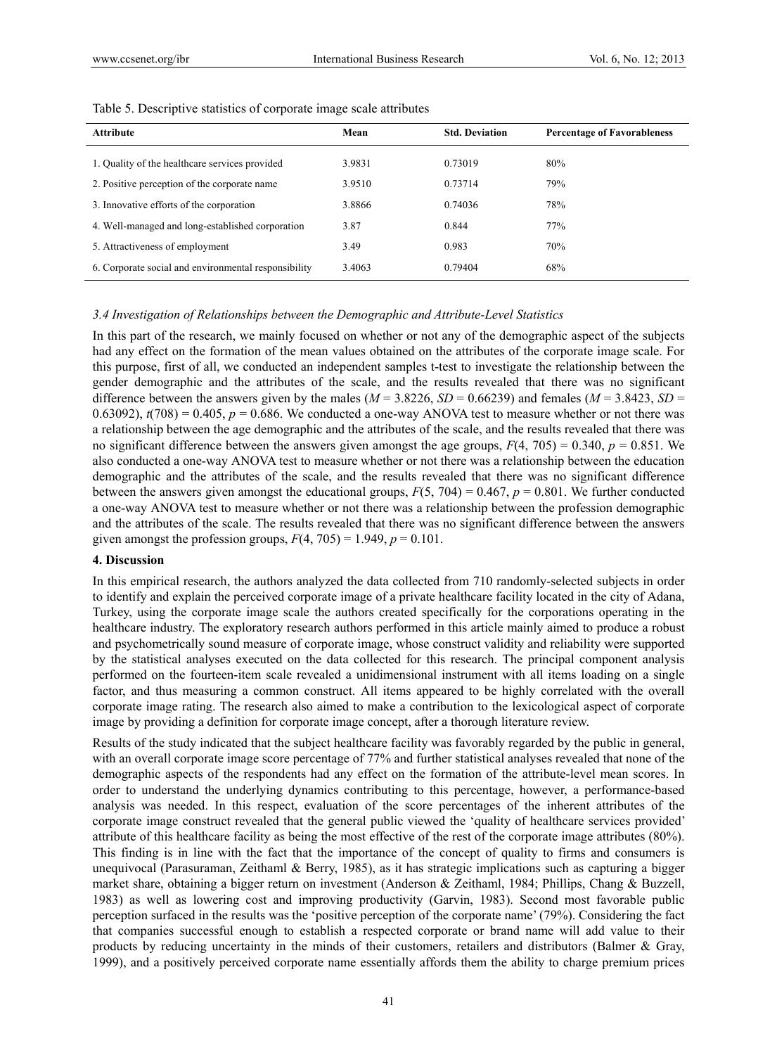Table 5. Descriptive statistics of corporate image scale attributes

| Attribute | Mean | Std. Deviation | Percentage of Favorableness |
|---|---|---|---|
| 1. Quality of the healthcare services provided | 3.9831 | 0.73019 | 80% |
| 2. Positive perception of the corporate name | 3.9510 | 0.73714 | 79% |
| 3. Innovative efforts of the corporation | 3.8866 | 0.74036 | 78% |
| 4. Well-managed and long-established corporation | 3.87 | 0.844 | 77% |
| 5. Attractiveness of employment | 3.49 | 0.983 | 70% |
| 6. Corporate social and environmental responsibility | 3.4063 | 0.79404 | 68% |

### *3.4 Investigation of Relationships between the Demographic and Attribute-Level Statistics*

In this part of the research, we mainly focused on whether or not any of the demographic aspect of the subjects had any effect on the formation of the mean values obtained on the attributes of the corporate image scale. For this purpose, first of all, we conducted an independent samples t-test to investigate the relationship between the gender demographic and the attributes of the scale, and the results revealed that there was no significant difference between the answers given by the males ($M = 3.8226$, $SD = 0.66239$) and females ($M = 3.8423$, $SD = 0.63092$), $t(708) = 0.405$, $p = 0.686$. We conducted a one-way ANOVA test to measure whether or not there was a relationship between the age demographic and the attributes of the scale, and the results revealed that there was no significant difference between the answers given amongst the age groups, $F(4, 705) = 0.340$, $p = 0.851$. We also conducted a one-way ANOVA test to measure whether or not there was a relationship between the education demographic and the attributes of the scale, and the results revealed that there was no significant difference between the answers given amongst the educational groups, $F(5, 704) = 0.467$, $p = 0.801$. We further conducted a one-way ANOVA test to measure whether or not there was a relationship between the profession demographic and the attributes of the scale. The results revealed that there was no significant difference between the answers given amongst the profession groups, $F(4, 705) = 1.949$, $p = 0.101$.

## 4. Discussion

In this empirical research, the authors analyzed the data collected from 710 randomly-selected subjects in order to identify and explain the perceived corporate image of a private healthcare facility located in the city of Adana, Turkey, using the corporate image scale the authors created specifically for the corporations operating in the healthcare industry. The exploratory research authors performed in this article mainly aimed to produce a robust and psychometrically sound measure of corporate image, whose construct validity and reliability were supported by the statistical analyses executed on the data collected for this research. The principal component analysis performed on the fourteen-item scale revealed a unidimensional instrument with all items loading on a single factor, and thus measuring a common construct. All items appeared to be highly correlated with the overall corporate image rating. The research also aimed to make a contribution to the lexicological aspect of corporate image by providing a definition for corporate image concept, after a thorough literature review.

Results of the study indicated that the subject healthcare facility was favorably regarded by the public in general, with an overall corporate image score percentage of 77% and further statistical analyses revealed that none of the demographic aspects of the respondents had any effect on the formation of the attribute-level mean scores. In order to understand the underlying dynamics contributing to this percentage, however, a performance-based analysis was needed. In this respect, evaluation of the score percentages of the inherent attributes of the corporate image construct revealed that the general public viewed the 'quality of healthcare services provided' attribute of this healthcare facility as being the most effective of the rest of the corporate image attributes (80%). This finding is in line with the fact that the importance of the concept of quality to firms and consumers is unequivocal (Parasuraman, Zeithaml & Berry, 1985), as it has strategic implications such as capturing a bigger market share, obtaining a bigger return on investment (Anderson & Zeithaml, 1984; Phillips, Chang & Buzzell, 1983) as well as lowering cost and improving productivity (Garvin, 1983). Second most favorable public perception surfaced in the results was the 'positive perception of the corporate name' (79%). Considering the fact that companies successful enough to establish a respected corporate or brand name will add value to their products by reducing uncertainty in the minds of their customers, retailers and distributors (Balmer & Gray, 1999), and a positively perceived corporate name essentially affords them the ability to charge premium prices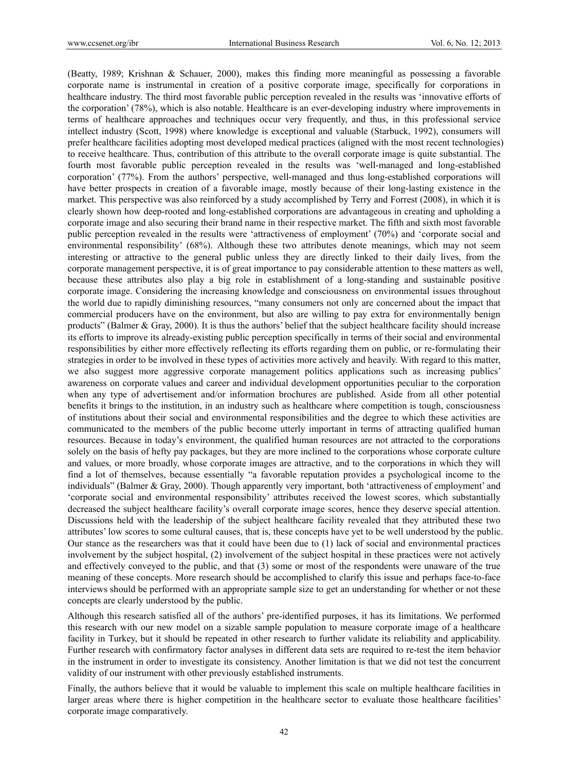(Beatty, 1989; Krishnan & Schauer, 2000), makes this finding more meaningful as possessing a favorable corporate name is instrumental in creation of a positive corporate image, specifically for corporations in healthcare industry. The third most favorable public perception revealed in the results was 'innovative efforts of the corporation' (78%), which is also notable. Healthcare is an ever-developing industry where improvements in terms of healthcare approaches and techniques occur very frequently, and thus, in this professional service intellect industry (Scott, 1998) where knowledge is exceptional and valuable (Starbuck, 1992), consumers will prefer healthcare facilities adopting most developed medical practices (aligned with the most recent technologies) to receive healthcare. Thus, contribution of this attribute to the overall corporate image is quite substantial. The fourth most favorable public perception revealed in the results was 'well-managed and long-established corporation' (77%). From the authors' perspective, well-managed and thus long-established corporations will have better prospects in creation of a favorable image, mostly because of their long-lasting existence in the market. This perspective was also reinforced by a study accomplished by Terry and Forrest (2008), in which it is clearly shown how deep-rooted and long-established corporations are advantageous in creating and upholding a corporate image and also securing their brand name in their respective market. The fifth and sixth most favorable public perception revealed in the results were 'attractiveness of employment' (70%) and 'corporate social and environmental responsibility' (68%). Although these two attributes denote meanings, which may not seem interesting or attractive to the general public unless they are directly linked to their daily lives, from the corporate management perspective, it is of great importance to pay considerable attention to these matters as well, because these attributes also play a big role in establishment of a long-standing and sustainable positive corporate image. Considering the increasing knowledge and consciousness on environmental issues throughout the world due to rapidly diminishing resources, "many consumers not only are concerned about the impact that commercial producers have on the environment, but also are willing to pay extra for environmentally benign products" (Balmer & Gray, 2000). It is thus the authors' belief that the subject healthcare facility should increase its efforts to improve its already-existing public perception specifically in terms of their social and environmental responsibilities by either more effectively reflecting its efforts regarding them on public, or re-formulating their strategies in order to be involved in these types of activities more actively and heavily. With regard to this matter, we also suggest more aggressive corporate management politics applications such as increasing publics' awareness on corporate values and career and individual development opportunities peculiar to the corporation when any type of advertisement and/or information brochures are published. Aside from all other potential benefits it brings to the institution, in an industry such as healthcare where competition is tough, consciousness of institutions about their social and environmental responsibilities and the degree to which these activities are communicated to the members of the public become utterly important in terms of attracting qualified human resources. Because in today's environment, the qualified human resources are not attracted to the corporations solely on the basis of hefty pay packages, but they are more inclined to the corporations whose corporate culture and values, or more broadly, whose corporate images are attractive, and to the corporations in which they will find a lot of themselves, because essentially "a favorable reputation provides a psychological income to the individuals" (Balmer & Gray, 2000). Though apparently very important, both 'attractiveness of employment' and 'corporate social and environmental responsibility' attributes received the lowest scores, which substantially decreased the subject healthcare facility's overall corporate image scores, hence they deserve special attention. Discussions held with the leadership of the subject healthcare facility revealed that they attributed these two attributes' low scores to some cultural causes, that is, these concepts have yet to be well understood by the public. Our stance as the researchers was that it could have been due to (1) lack of social and environmental practices involvement by the subject hospital, (2) involvement of the subject hospital in these practices were not actively and effectively conveyed to the public, and that (3) some or most of the respondents were unaware of the true meaning of these concepts. More research should be accomplished to clarify this issue and perhaps face-to-face interviews should be performed with an appropriate sample size to get an understanding for whether or not these concepts are clearly understood by the public.

Although this research satisfied all of the authors' pre-identified purposes, it has its limitations. We performed this research with our new model on a sizable sample population to measure corporate image of a healthcare facility in Turkey, but it should be repeated in other research to further validate its reliability and applicability. Further research with confirmatory factor analyses in different data sets are required to re-test the item behavior in the instrument in order to investigate its consistency. Another limitation is that we did not test the concurrent validity of our instrument with other previously established instruments.

Finally, the authors believe that it would be valuable to implement this scale on multiple healthcare facilities in larger areas where there is higher competition in the healthcare sector to evaluate those healthcare facilities' corporate image comparatively.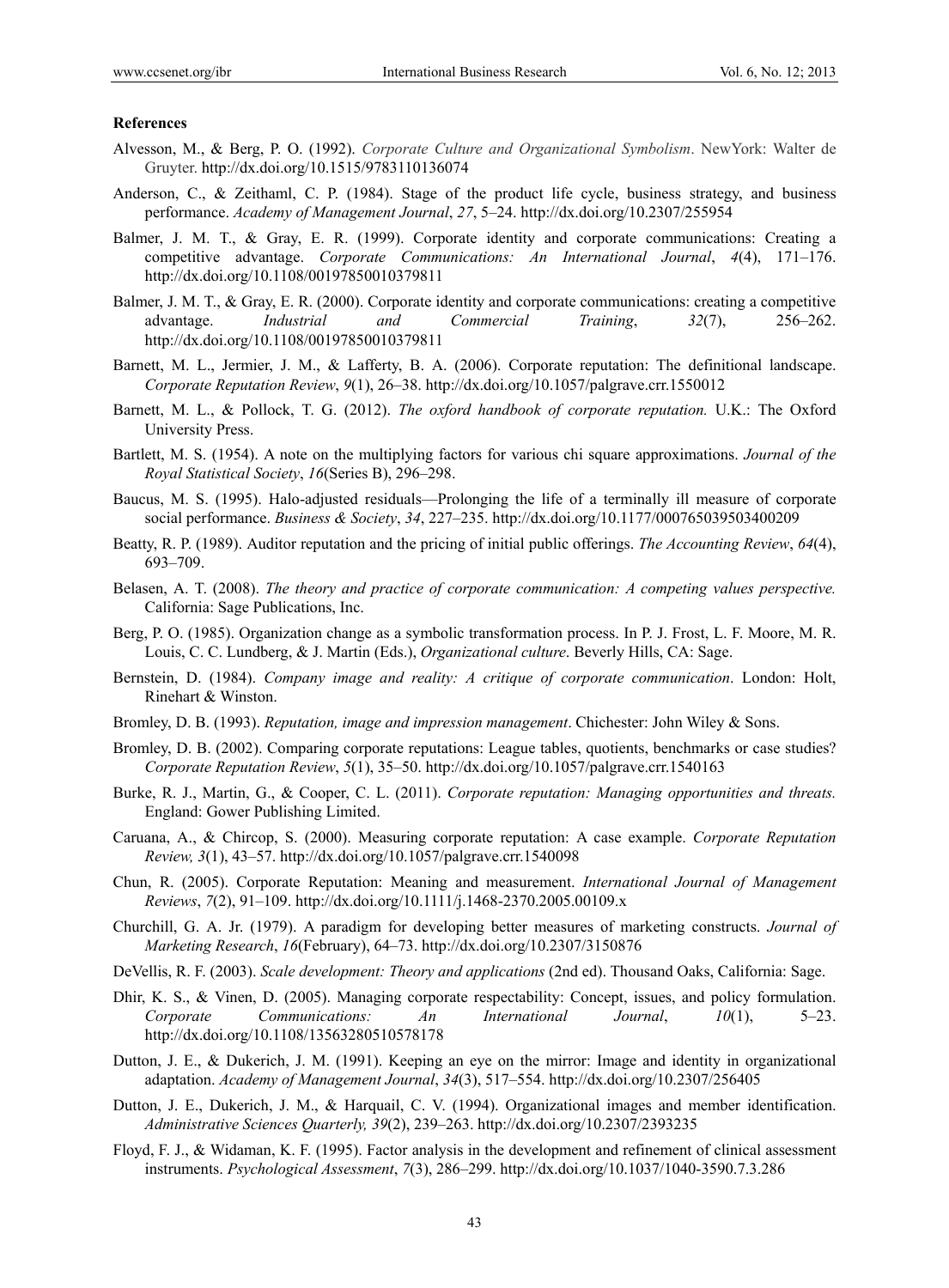## References

Alvesson, M., & Berg, P. O. (1992). *Corporate Culture and Organizational Symbolism*. NewYork: Walter de Gruyter. http://dx.doi.org/10.1515/9783110136074

Anderson, C., & Zeithaml, C. P. (1984). Stage of the product life cycle, business strategy, and business performance. *Academy of Management Journal*, *27*, 5–24. http://dx.doi.org/10.2307/255954

Balmer, J. M. T., & Gray, E. R. (1999). Corporate identity and corporate communications: Creating a competitive advantage. *Corporate Communications: An International Journal*, *4*(4), 171–176. http://dx.doi.org/10.1108/00197850010379811

Balmer, J. M. T., & Gray, E. R. (2000). Corporate identity and corporate communications: creating a competitive advantage. *Industrial and Commercial Training*, *32*(7), 256–262. http://dx.doi.org/10.1108/00197850010379811

Barnett, M. L., Jermier, J. M., & Lafferty, B. A. (2006). Corporate reputation: The definitional landscape. *Corporate Reputation Review*, *9*(1), 26–38. http://dx.doi.org/10.1057/palgrave.crr.1550012

Barnett, M. L., & Pollock, T. G. (2012). *The oxford handbook of corporate reputation.* U.K.: The Oxford University Press.

Bartlett, M. S. (1954). A note on the multiplying factors for various chi square approximations. *Journal of the Royal Statistical Society*, *16*(Series B), 296–298.

Baucus, M. S. (1995). Halo-adjusted residuals—Prolonging the life of a terminally ill measure of corporate social performance. *Business & Society*, *34*, 227–235. http://dx.doi.org/10.1177/000765039503400209

Beatty, R. P. (1989). Auditor reputation and the pricing of initial public offerings. *The Accounting Review*, *64*(4), 693–709.

Belasen, A. T. (2008). *The theory and practice of corporate communication: A competing values perspective.* California: Sage Publications, Inc.

Berg, P. O. (1985). Organization change as a symbolic transformation process. In P. J. Frost, L. F. Moore, M. R. Louis, C. C. Lundberg, & J. Martin (Eds.), *Organizational culture*. Beverly Hills, CA: Sage.

Bernstein, D. (1984). *Company image and reality: A critique of corporate communication*. London: Holt, Rinehart & Winston.

Bromley, D. B. (1993). *Reputation, image and impression management*. Chichester: John Wiley & Sons.

Bromley, D. B. (2002). Comparing corporate reputations: League tables, quotients, benchmarks or case studies? *Corporate Reputation Review*, *5*(1), 35–50. http://dx.doi.org/10.1057/palgrave.crr.1540163

Burke, R. J., Martin, G., & Cooper, C. L. (2011). *Corporate reputation: Managing opportunities and threats.* England: Gower Publishing Limited.

Caruana, A., & Chircop, S. (2000). Measuring corporate reputation: A case example. *Corporate Reputation Review, 3*(1), 43–57. http://dx.doi.org/10.1057/palgrave.crr.1540098

Chun, R. (2005). Corporate Reputation: Meaning and measurement. *International Journal of Management Reviews*, *7*(2), 91–109. http://dx.doi.org/10.1111/j.1468-2370.2005.00109.x

Churchill, G. A. Jr. (1979). A paradigm for developing better measures of marketing constructs. *Journal of Marketing Research*, *16*(February), 64–73. http://dx.doi.org/10.2307/3150876

DeVellis, R. F. (2003). *Scale development: Theory and applications* (2nd ed). Thousand Oaks, California: Sage.

Dhir, K. S., & Vinen, D. (2005). Managing corporate respectability: Concept, issues, and policy formulation. *Corporate Communications: An International Journal*, *10*(1), 5–23. http://dx.doi.org/10.1108/13563280510578178

Dutton, J. E., & Dukerich, J. M. (1991). Keeping an eye on the mirror: Image and identity in organizational adaptation. *Academy of Management Journal*, *34*(3), 517–554. http://dx.doi.org/10.2307/256405

Dutton, J. E., Dukerich, J. M., & Harquail, C. V. (1994). Organizational images and member identification. *Administrative Sciences Quarterly, 39*(2), 239–263. http://dx.doi.org/10.2307/2393235

Floyd, F. J., & Widaman, K. F. (1995). Factor analysis in the development and refinement of clinical assessment instruments. *Psychological Assessment*, *7*(3), 286–299. http://dx.doi.org/10.1037/1040-3590.7.3.286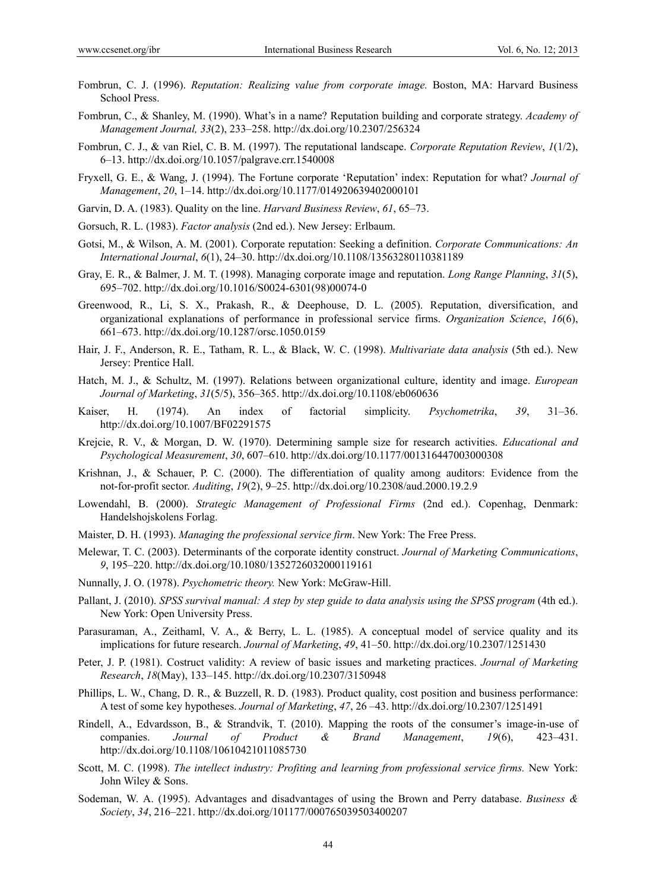Fombrun, C. J. (1996). *Reputation: Realizing value from corporate image.* Boston, MA: Harvard Business School Press.

Fombrun, C., & Shanley, M. (1990). What's in a name? Reputation building and corporate strategy. *Academy of Management Journal, 33*(2), 233–258. http://dx.doi.org/10.2307/256324

Fombrun, C. J., & van Riel, C. B. M. (1997). The reputational landscape. *Corporate Reputation Review*, *1*(1/2), 6–13. http://dx.doi.org/10.1057/palgrave.crr.1540008

Fryxell, G. E., & Wang, J. (1994). The Fortune corporate 'Reputation' index: Reputation for what? *Journal of Management*, *20*, 1–14. http://dx.doi.org/10.1177/014920639402000101

Garvin, D. A. (1983). Quality on the line. *Harvard Business Review*, *61*, 65–73.

Gorsuch, R. L. (1983). *Factor analysis* (2nd ed.). New Jersey: Erlbaum.

Gotsi, M., & Wilson, A. M. (2001). Corporate reputation: Seeking a definition. *Corporate Communications: An International Journal*, *6*(1), 24–30. http://dx.doi.org/10.1108/13563280110381189

Gray, E. R., & Balmer, J. M. T. (1998). Managing corporate image and reputation. *Long Range Planning*, *31*(5), 695–702. http://dx.doi.org/10.1016/S0024-6301(98)00074-0

Greenwood, R., Li, S. X., Prakash, R., & Deephouse, D. L. (2005). Reputation, diversification, and organizational explanations of performance in professional service firms. *Organization Science*, *16*(6), 661–673. http://dx.doi.org/10.1287/orsc.1050.0159

Hair, J. F., Anderson, R. E., Tatham, R. L., & Black, W. C. (1998). *Multivariate data analysis* (5th ed.). New Jersey: Prentice Hall.

Hatch, M. J., & Schultz, M. (1997). Relations between organizational culture, identity and image. *European Journal of Marketing*, *31*(5/5), 356–365. http://dx.doi.org/10.1108/eb060636

Kaiser, H. (1974). An index of factorial simplicity. *Psychometrika*, *39*, 31–36. http://dx.doi.org/10.1007/BF02291575

Krejcie, R. V., & Morgan, D. W. (1970). Determining sample size for research activities. *Educational and Psychological Measurement*, *30*, 607–610. http://dx.doi.org/10.1177/001316447003000308

Krishnan, J., & Schauer, P. C. (2000). The differentiation of quality among auditors: Evidence from the not-for-profit sector. *Auditing*, *19*(2), 9–25. http://dx.doi.org/10.2308/aud.2000.19.2.9

Lowendahl, B. (2000). *Strategic Management of Professional Firms* (2nd ed.). Copenhag, Denmark: Handelshojskolens Forlag.

Maister, D. H. (1993). *Managing the professional service firm*. New York: The Free Press.

Melewar, T. C. (2003). Determinants of the corporate identity construct. *Journal of Marketing Communications*, *9*, 195–220. http://dx.doi.org/10.1080/1352726032000119161

Nunnally, J. O. (1978). *Psychometric theory.* New York: McGraw-Hill.

Pallant, J. (2010). *SPSS survival manual: A step by step guide to data analysis using the SPSS program* (4th ed.). New York: Open University Press.

Parasuraman, A., Zeithaml, V. A., & Berry, L. L. (1985). A conceptual model of service quality and its implications for future research. *Journal of Marketing*, *49*, 41–50. http://dx.doi.org/10.2307/1251430

Peter, J. P. (1981). Costruct validity: A review of basic issues and marketing practices. *Journal of Marketing Research*, *18*(May), 133–145. http://dx.doi.org/10.2307/3150948

Phillips, L. W., Chang, D. R., & Buzzell, R. D. (1983). Product quality, cost position and business performance: A test of some key hypotheses. *Journal of Marketing*, *47*, 26 –43. http://dx.doi.org/10.2307/1251491

Rindell, A., Edvardsson, B., & Strandvik, T. (2010). Mapping the roots of the consumer's image-in-use of companies. *Journal of Product & Brand Management*, *19*(6), 423–431. http://dx.doi.org/10.1108/10610421011085730

Scott, M. C. (1998). *The intellect industry: Profiting and learning from professional service firms.* New York: John Wiley & Sons.

Sodeman, W. A. (1995). Advantages and disadvantages of using the Brown and Perry database. *Business & Society*, *34*, 216–221. http://dx.doi.org/101177/000765039503400207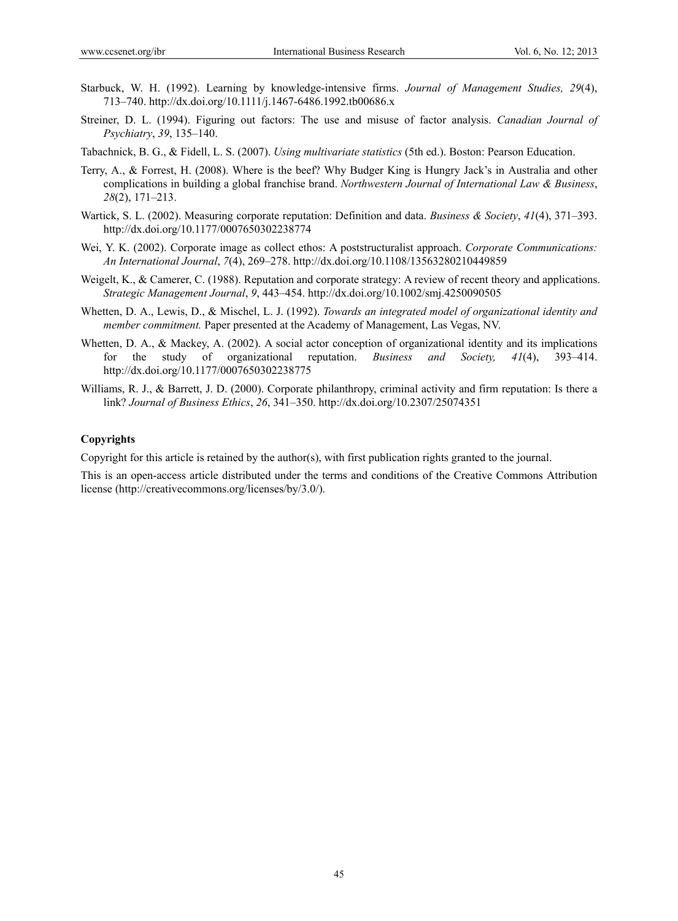Starbuck, W. H. (1992). Learning by knowledge-intensive firms. *Journal of Management Studies, 29*(4), 713–740. http://dx.doi.org/10.1111/j.1467-6486.1992.tb00686.x

Streiner, D. L. (1994). Figuring out factors: The use and misuse of factor analysis. *Canadian Journal of Psychiatry*, *39*, 135–140.

Tabachnick, B. G., & Fidell, L. S. (2007). *Using multivariate statistics* (5th ed.). Boston: Pearson Education.

Terry, A., & Forrest, H. (2008). Where is the beef? Why Budger King is Hungry Jack's in Australia and other complications in building a global franchise brand. *Northwestern Journal of International Law & Business*, *28*(2), 171–213.

Wartick, S. L. (2002). Measuring corporate reputation: Definition and data. *Business & Society*, *41*(4), 371–393. http://dx.doi.org/10.1177/0007650302238774

Wei, Y. K. (2002). Corporate image as collect ethos: A poststructuralist approach. *Corporate Communications: An International Journal*, *7*(4), 269–278. http://dx.doi.org/10.1108/13563280210449859

Weigelt, K., & Camerer, C. (1988). Reputation and corporate strategy: A review of recent theory and applications. *Strategic Management Journal*, *9*, 443–454. http://dx.doi.org/10.1002/smj.4250090505

Whetten, D. A., Lewis, D., & Mischel, L. J. (1992). *Towards an integrated model of organizational identity and member commitment.* Paper presented at the Academy of Management, Las Vegas, NV.

Whetten, D. A., & Mackey, A. (2002). A social actor conception of organizational identity and its implications for the study of organizational reputation. *Business and Society, 41*(4), 393–414. http://dx.doi.org/10.1177/0007650302238775

Williams, R. J., & Barrett, J. D. (2000). Corporate philanthropy, criminal activity and firm reputation: Is there a link? *Journal of Business Ethics*, *26*, 341–350. http://dx.doi.org/10.2307/25074351

**Copyrights**

Copyright for this article is retained by the author(s), with first publication rights granted to the journal.

This is an open-access article distributed under the terms and conditions of the Creative Commons Attribution license (http://creativecommons.org/licenses/by/3.0/).